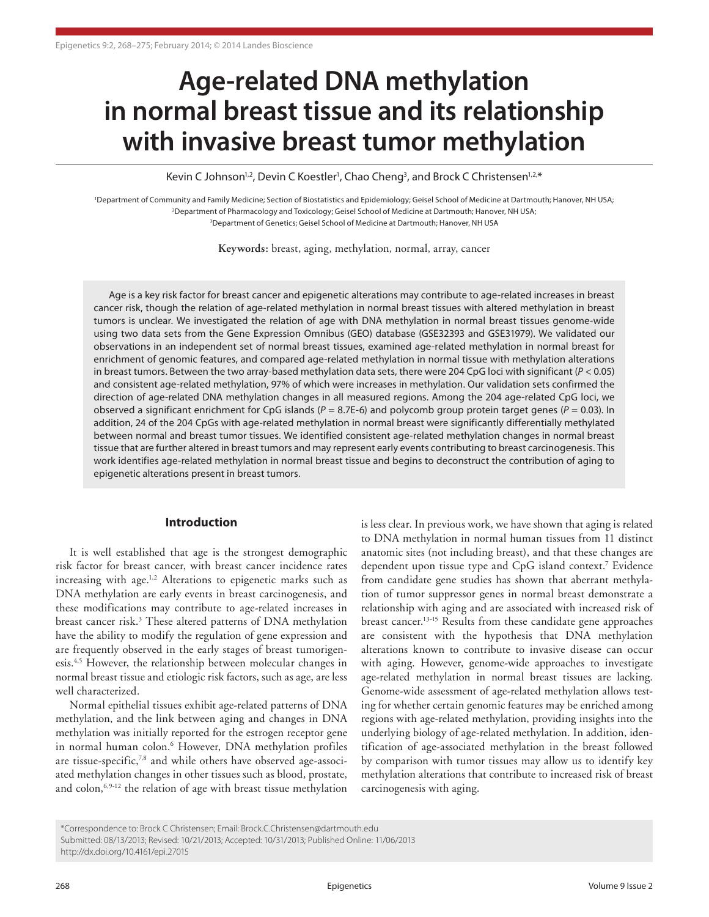# Age-related DNA methylation in normal breast tissue and its relationship with invasive breast tumor methylation

Kevin C Johnson[1,2], Devin C Koestler[1], Chao Cheng[3], and Brock C Christensen[1,2,*]

[1]Department of Community and Family Medicine; Section of Biostatistics and Epidemiology; Geisel School of Medicine at Dartmouth; Hanover, NH USA; [2]Department of Pharmacology and Toxicology; Geisel School of Medicine at Dartmouth; Hanover, NH USA; [3]Department of Genetics; Geisel School of Medicine at Dartmouth; Hanover, NH USA

**Keywords:** breast, aging, methylation, normal, array, cancer

Age is a key risk factor for breast cancer and epigenetic alterations may contribute to age-related increases in breast cancer risk, though the relation of age-related methylation in normal breast tissues with altered methylation in breast tumors is unclear. We investigated the relation of age with DNA methylation in normal breast tissues genome-wide using two data sets from the Gene Expression Omnibus (GEO) database (GSE32393 and GSE31979). We validated our observations in an independent set of normal breast tissues, examined age-related methylation in normal breast for enrichment of genomic features, and compared age-related methylation in normal tissue with methylation alterations in breast tumors. Between the two array-based methylation data sets, there were 204 CpG loci with significant ($P < 0.05$) and consistent age-related methylation, 97% of which were increases in methylation. Our validation sets confirmed the direction of age-related DNA methylation changes in all measured regions. Among the 204 age-related CpG loci, we observed a significant enrichment for CpG islands ($P = 8.7E\text{-}6$) and polycomb group protein target genes ($P = 0.03$). In addition, 24 of the 204 CpGs with age-related methylation in normal breast were significantly differentially methylated between normal and breast tumor tissues. We identified consistent age-related methylation changes in normal breast tissue that are further altered in breast tumors and may represent early events contributing to breast carcinogenesis. This work identifies age-related methylation in normal breast tissue and begins to deconstruct the contribution of aging to epigenetic alterations present in breast tumors.

## Introduction

It is well established that age is the strongest demographic risk factor for breast cancer, with breast cancer incidence rates increasing with age.[1,2] Alterations to epigenetic marks such as DNA methylation are early events in breast carcinogenesis, and these modifications may contribute to age-related increases in breast cancer risk.[3] These altered patterns of DNA methylation have the ability to modify the regulation of gene expression and are frequently observed in the early stages of breast tumorigenesis.[4,5] However, the relationship between molecular changes in normal breast tissue and etiologic risk factors, such as age, are less well characterized.

Normal epithelial tissues exhibit age-related patterns of DNA methylation, and the link between aging and changes in DNA methylation was initially reported for the estrogen receptor gene in normal human colon.[6] However, DNA methylation profiles are tissue-specific,[7,8] and while others have observed age-associated methylation changes in other tissues such as blood, prostate, and colon,[6,9-12] the relation of age with breast tissue methylation is less clear. In previous work, we have shown that aging is related to DNA methylation in normal human tissues from 11 distinct anatomic sites (not including breast), and that these changes are dependent upon tissue type and CpG island context.[7] Evidence from candidate gene studies has shown that aberrant methylation of tumor suppressor genes in normal breast demonstrate a relationship with aging and are associated with increased risk of breast cancer.[13-15] Results from these candidate gene approaches are consistent with the hypothesis that DNA methylation alterations known to contribute to invasive disease can occur with aging. However, genome-wide approaches to investigate age-related methylation in normal breast tissues are lacking. Genome-wide assessment of age-related methylation allows testing for whether certain genomic features may be enriched among regions with age-related methylation, providing insights into the underlying biology of age-related methylation. In addition, identification of age-associated methylation in the breast followed by comparison with tumor tissues may allow us to identify key methylation alterations that contribute to increased risk of breast carcinogenesis with aging.

*Correspondence to: Brock C Christensen; Email: Brock.C.Christensen@dartmouth.edu
Submitted: 08/13/2013; Revised: 10/21/2013; Accepted: 10/31/2013; Published Online: 11/06/2013
http://dx.doi.org/10.4161/epi.27015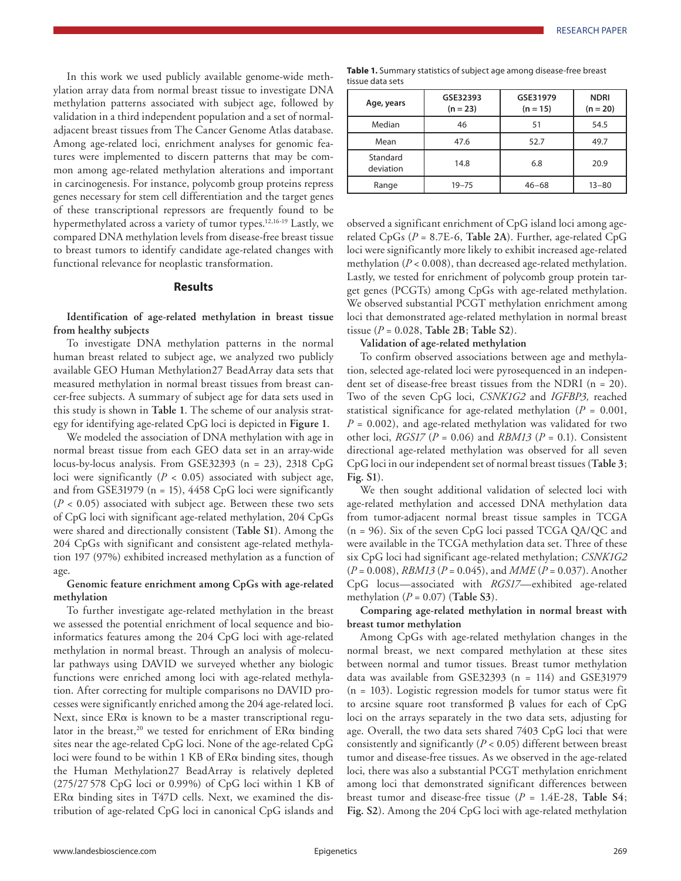In this work we used publicly available genome-wide methylation array data from normal breast tissue to investigate DNA methylation patterns associated with subject age, followed by validation in a third independent population and a set of normal-adjacent breast tissues from The Cancer Genome Atlas database. Among age-related loci, enrichment analyses for genomic features were implemented to discern patterns that may be common among age-related methylation alterations and important in carcinogenesis. For instance, polycomb group proteins repress genes necessary for stem cell differentiation and the target genes of these transcriptional repressors are frequently found to be hypermethylated across a variety of tumor types.[12,16-19] Lastly, we compared DNA methylation levels from disease-free breast tissue to breast tumors to identify candidate age-related changes with functional relevance for neoplastic transformation.

## Results

**Identification of age-related methylation in breast tissue from healthy subjects**

To investigate DNA methylation patterns in the normal human breast related to subject age, we analyzed two publicly available GEO Human Methylation27 BeadArray data sets that measured methylation in normal breast tissues from breast cancer-free subjects. A summary of subject age for data sets used in this study is shown in **Table 1**. The scheme of our analysis strategy for identifying age-related CpG loci is depicted in **Figure 1**.

We modeled the association of DNA methylation with age in normal breast tissue from each GEO data set in an array-wide locus-by-locus analysis. From GSE32393 (n = 23), 2318 CpG loci were significantly ($P < 0.05$) associated with subject age, and from GSE31979 (n = 15), 4458 CpG loci were significantly ($P < 0.05$) associated with subject age. Between these two sets of CpG loci with significant age-related methylation, 204 CpGs were shared and directionally consistent (**Table S1**). Among the 204 CpGs with significant and consistent age-related methylation 197 (97%) exhibited increased methylation as a function of age.

**Genomic feature enrichment among CpGs with age-related methylation**

To further investigate age-related methylation in the breast we assessed the potential enrichment of local sequence and bioinformatics features among the 204 CpG loci with age-related methylation in normal breast. Through an analysis of molecular pathways using DAVID we surveyed whether any biologic functions were enriched among loci with age-related methylation. After correcting for multiple comparisons no DAVID processes were significantly enriched among the 204 age-related loci. Next, since ERα is known to be a master transcriptional regulator in the breast,[20] we tested for enrichment of ERα binding sites near the age-related CpG loci. None of the age-related CpG loci were found to be within 1 KB of ERα binding sites, though the Human Methylation27 BeadArray is relatively depleted (275/27 578 CpG loci or 0.99%) of CpG loci within 1 KB of ERα binding sites in T47D cells. Next, we examined the distribution of age-related CpG loci in canonical CpG islands and observed a significant enrichment of CpG island loci among age-related CpGs ($P = 8.7E-6$, **Table 2A**). Further, age-related CpG loci were significantly more likely to exhibit increased age-related methylation ($P < 0.008$), than decreased age-related methylation. Lastly, we tested for enrichment of polycomb group protein target genes (PCGTs) among CpGs with age-related methylation. We observed substantial PCGT methylation enrichment among loci that demonstrated age-related methylation in normal breast tissue ($P = 0.028$, **Table 2B**; **Table S2**).

**Table 1.** Summary statistics of subject age among disease-free breast tissue data sets

| Age, years | GSE32393 (n = 23) | GSE31979 (n = 15) | NDRI (n = 20) |
|---|---|---|---|
| Median | 46 | 51 | 54.5 |
| Mean | 47.6 | 52.7 | 49.7 |
| Standard deviation | 14.8 | 6.8 | 20.9 |
| Range | 19–75 | 46–68 | 13–80 |

**Validation of age-related methylation**

To confirm observed associations between age and methylation, selected age-related loci were pyrosequenced in an independent set of disease-free breast tissues from the NDRI (n = 20). Two of the seven CpG loci, *CSNK1G2* and *IGFBP3,* reached statistical significance for age-related methylation ($P = 0.001$, $P = 0.002$), and age-related methylation was validated for two other loci, *RGS17* ($P = 0.06$) and *RBM13* ($P = 0.1$). Consistent directional age-related methylation was observed for all seven CpG loci in our independent set of normal breast tissues (**Table 3**; **Fig. S1**).

We then sought additional validation of selected loci with age-related methylation and accessed DNA methylation data from tumor-adjacent normal breast tissue samples in TCGA (n = 96). Six of the seven CpG loci passed TCGA QA/QC and were available in the TCGA methylation data set. Three of these six CpG loci had significant age-related methylation; *CSNK1G2* ($P = 0.008$), *RBM13* ($P = 0.045$), and *MME* ($P = 0.037$). Another CpG locus—associated with *RGS17*—exhibited age-related methylation ($P = 0.07$) (**Table S3**).

**Comparing age-related methylation in normal breast with breast tumor methylation**

Among CpGs with age-related methylation changes in the normal breast, we next compared methylation at these sites between normal and tumor tissues. Breast tumor methylation data was available from GSE32393 (n = 114) and GSE31979 (n = 103). Logistic regression models for tumor status were fit to arcsine square root transformed β values for each of CpG loci on the arrays separately in the two data sets, adjusting for age. Overall, the two data sets shared 7403 CpG loci that were consistently and significantly ($P < 0.05$) different between breast tumor and disease-free tissues. As we observed in the age-related loci, there was also a substantial PCGT methylation enrichment among loci that demonstrated significant differences between breast tumor and disease-free tissue ($P = 1.4E-28$, **Table S4**; **Fig. S2**). Among the 204 CpG loci with age-related methylation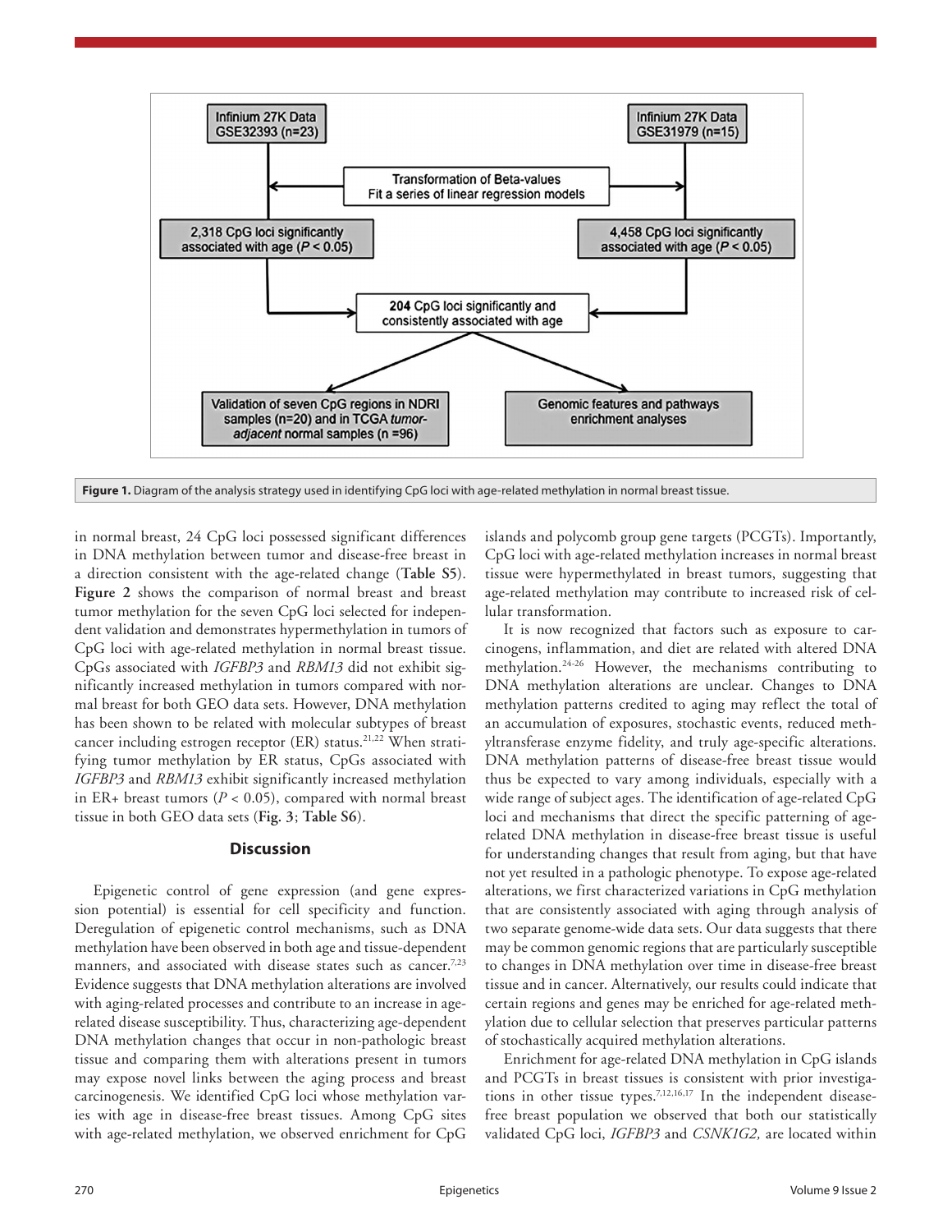Figure 1. Diagram of the analysis strategy used in identifying CpG loci with age-related methylation in normal breast tissue.

in normal breast, 24 CpG loci possessed significant differences in DNA methylation between tumor and disease-free breast in a direction consistent with the age-related change (**Table S5**). **Figure 2** shows the comparison of normal breast and breast tumor methylation for the seven CpG loci selected for independent validation and demonstrates hypermethylation in tumors of CpG loci with age-related methylation in normal breast tissue. CpGs associated with *IGFBP3* and *RBM13* did not exhibit significantly increased methylation in tumors compared with normal breast for both GEO data sets. However, DNA methylation has been shown to be related with molecular subtypes of breast cancer including estrogen receptor (ER) status.[21,22] When stratifying tumor methylation by ER status, CpGs associated with *IGFBP3* and *RBM13* exhibit significantly increased methylation in ER+ breast tumors ($P < 0.05$), compared with normal breast tissue in both GEO data sets (**Fig. 3**; **Table S6**).

## Discussion

Epigenetic control of gene expression (and gene expression potential) is essential for cell specificity and function. Deregulation of epigenetic control mechanisms, such as DNA methylation have been observed in both age and tissue-dependent manners, and associated with disease states such as cancer.[7,23] Evidence suggests that DNA methylation alterations are involved with aging-related processes and contribute to an increase in age-related disease susceptibility. Thus, characterizing age-dependent DNA methylation changes that occur in non-pathologic breast tissue and comparing them with alterations present in tumors may expose novel links between the aging process and breast carcinogenesis. We identified CpG loci whose methylation varies with age in disease-free breast tissues. Among CpG sites with age-related methylation, we observed enrichment for CpG islands and polycomb group gene targets (PCGTs). Importantly, CpG loci with age-related methylation increases in normal breast tissue were hypermethylated in breast tumors, suggesting that age-related methylation may contribute to increased risk of cellular transformation.

It is now recognized that factors such as exposure to carcinogens, inflammation, and diet are related with altered DNA methylation.[24-26] However, the mechanisms contributing to DNA methylation alterations are unclear. Changes to DNA methylation patterns credited to aging may reflect the total of an accumulation of exposures, stochastic events, reduced methyltransferase enzyme fidelity, and truly age-specific alterations. DNA methylation patterns of disease-free breast tissue would thus be expected to vary among individuals, especially with a wide range of subject ages. The identification of age-related CpG loci and mechanisms that direct the specific patterning of age-related DNA methylation in disease-free breast tissue is useful for understanding changes that result from aging, but that have not yet resulted in a pathologic phenotype. To expose age-related alterations, we first characterized variations in CpG methylation that are consistently associated with aging through analysis of two separate genome-wide data sets. Our data suggests that there may be common genomic regions that are particularly susceptible to changes in DNA methylation over time in disease-free breast tissue and in cancer. Alternatively, our results could indicate that certain regions and genes may be enriched for age-related methylation due to cellular selection that preserves particular patterns of stochastically acquired methylation alterations.

Enrichment for age-related DNA methylation in CpG islands and PCGTs in breast tissues is consistent with prior investigations in other tissue types.[7,12,16,17] In the independent disease-free breast population we observed that both our statistically validated CpG loci, *IGFBP3* and *CSNK1G2,* are located within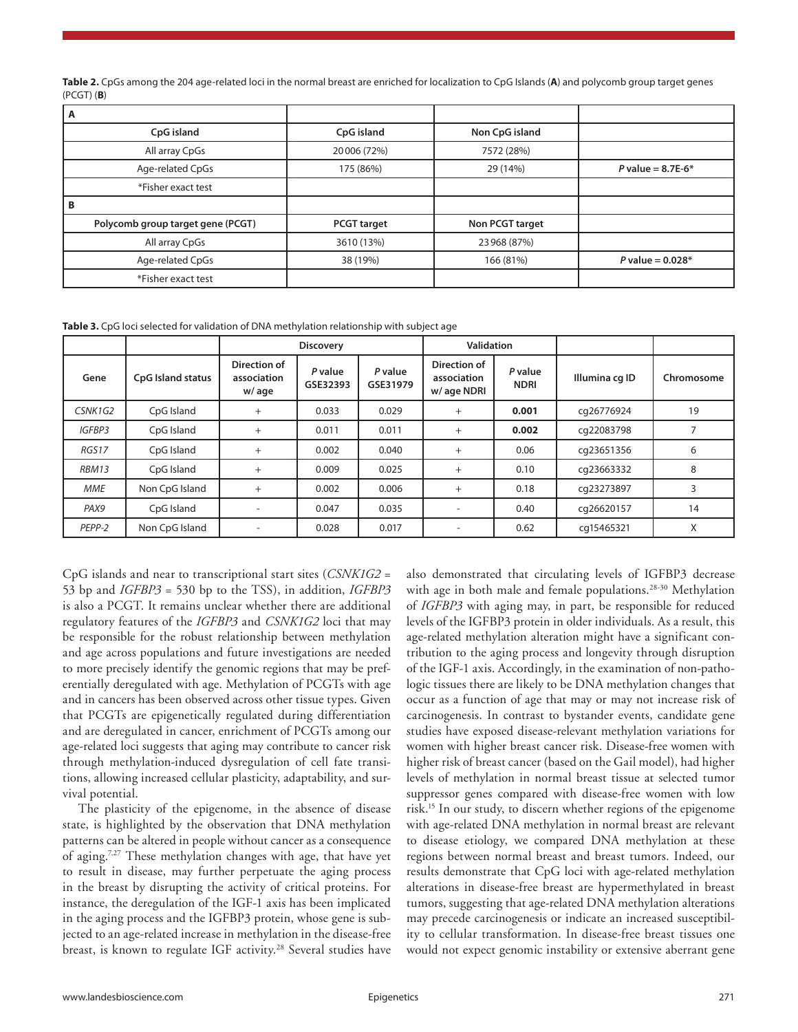**Table 2.** CpGs among the 204 age-related loci in the normal breast are enriched for localization to CpG Islands (**A**) and polycomb group target genes (PCGT) (**B**)

| **A** | | | |
|---|---|---|---|
| **CpG island** | **CpG island** | **Non CpG island** | |
| All array CpGs | 20006 (72%) | 7572 (28%) | |
| Age-related CpGs | 175 (86%) | 29 (14%) | ***P* value = 8.7E-6*** |
| *Fisher exact test | | | |
| **B** | | | |
| **Polycomb group target gene (PCGT)** | **PCGT target** | **Non PCGT target** | |
| All array CpGs | 3610 (13%) | 23968 (87%) | |
| Age-related CpGs | 38 (19%) | 166 (81%) | ***P* value = 0.028*** |
| *Fisher exact test | | | |

**Table 3.** CpG loci selected for validation of DNA methylation relationship with subject age

| | | **Discovery** | | | **Validation** | | | |
|---|---|---|---|---|---|---|---|---|
| **Gene** | **CpG Island status** | **Direction of association w/ age** | ***P* value GSE32393** | ***P* value GSE31979** | **Direction of association w/ age NDRI** | ***P* value NDRI** | **Illumina cg ID** | **Chromosome** |
| *CSNK1G2* | CpG Island | + | 0.033 | 0.029 | + | **0.001** | cg26776924 | 19 |
| *IGFBP3* | CpG Island | + | 0.011 | 0.011 | + | **0.002** | cg22083798 | 7 |
| *RGS17* | CpG Island | + | 0.002 | 0.040 | + | 0.06 | cg23651356 | 6 |
| *RBM13* | CpG Island | + | 0.009 | 0.025 | + | 0.10 | cg23663332 | 8 |
| *MME* | Non CpG Island | + | 0.002 | 0.006 | + | 0.18 | cg23273897 | 3 |
| *PAX9* | CpG Island | - | 0.047 | 0.035 | - | 0.40 | cg26620157 | 14 |
| *PEPP-2* | Non CpG Island | - | 0.028 | 0.017 | - | 0.62 | cg15465321 | X |

CpG islands and near to transcriptional start sites (*CSNK1G2* = 53 bp and *IGFBP3* = 530 bp to the TSS), in addition, *IGFBP3* is also a PCGT. It remains unclear whether there are additional regulatory features of the *IGFBP3* and *CSNK1G2* loci that may be responsible for the robust relationship between methylation and age across populations and future investigations are needed to more precisely identify the genomic regions that may be preferentially deregulated with age. Methylation of PCGTs with age and in cancers has been observed across other tissue types. Given that PCGTs are epigenetically regulated during differentiation and are deregulated in cancer, enrichment of PCGTs among our age-related loci suggests that aging may contribute to cancer risk through methylation-induced dysregulation of cell fate transitions, allowing increased cellular plasticity, adaptability, and survival potential.

The plasticity of the epigenome, in the absence of disease state, is highlighted by the observation that DNA methylation patterns can be altered in people without cancer as a consequence of aging.[7,27] These methylation changes with age, that have yet to result in disease, may further perpetuate the aging process in the breast by disrupting the activity of critical proteins. For instance, the deregulation of the IGF-1 axis has been implicated in the aging process and the IGFBP3 protein, whose gene is subjected to an age-related increase in methylation in the disease-free breast, is known to regulate IGF activity.[28] Several studies have also demonstrated that circulating levels of IGFBP3 decrease with age in both male and female populations.[28-30] Methylation of *IGFBP3* with aging may, in part, be responsible for reduced levels of the IGFBP3 protein in older individuals. As a result, this age-related methylation alteration might have a significant contribution to the aging process and longevity through disruption of the IGF-1 axis. Accordingly, in the examination of non-pathologic tissues there are likely to be DNA methylation changes that occur as a function of age that may or may not increase risk of carcinogenesis. In contrast to bystander events, candidate gene studies have exposed disease-relevant methylation variations for women with higher breast cancer risk. Disease-free women with higher risk of breast cancer (based on the Gail model), had higher levels of methylation in normal breast tissue at selected tumor suppressor genes compared with disease-free women with low risk.[15] In our study, to discern whether regions of the epigenome with age-related DNA methylation in normal breast are relevant to disease etiology, we compared DNA methylation at these regions between normal breast and breast tumors. Indeed, our results demonstrate that CpG loci with age-related methylation alterations in disease-free breast are hypermethylated in breast tumors, suggesting that age-related DNA methylation alterations may precede carcinogenesis or indicate an increased susceptibility to cellular transformation. In disease-free breast tissues one would not expect genomic instability or extensive aberrant gene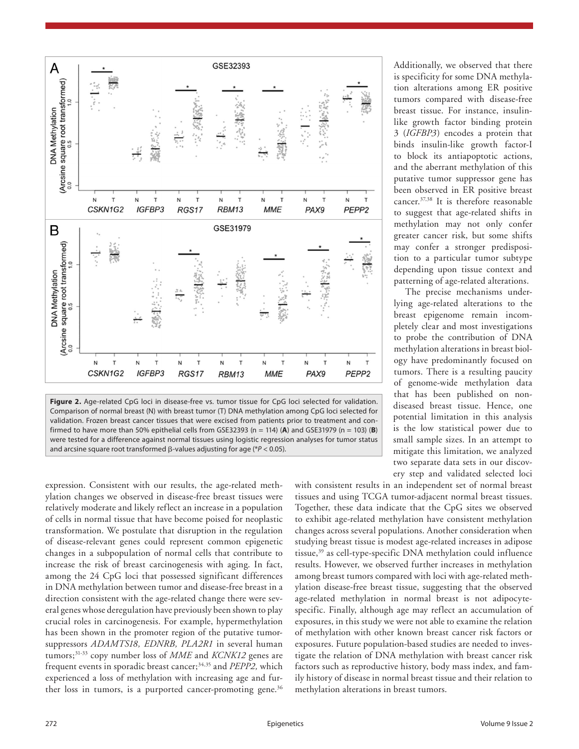**Figure 2.** Age-related CpG loci in disease-free vs. tumor tissue for CpG loci selected for validation. Comparison of normal breast (N) with breast tumor (T) DNA methylation among CpG loci selected for validation. Frozen breast cancer tissues that were excised from patients prior to treatment and confirmed to have more than 50% epithelial cells from GSE32393 (n = 114) (**A**) and GSE31979 (n = 103) (**B**) were tested for a difference against normal tissues using logistic regression analyses for tumor status and arcsine square root transformed β-values adjusting for age (*$P < 0.05$).

expression. Consistent with our results, the age-related methylation changes we observed in disease-free breast tissues were relatively moderate and likely reflect an increase in a population of cells in normal tissue that have become poised for neoplastic transformation. We postulate that disruption in the regulation of disease-relevant genes could represent common epigenetic changes in a subpopulation of normal cells that contribute to increase the risk of breast carcinogenesis with aging. In fact, among the 24 CpG loci that possessed significant differences in DNA methylation between tumor and disease-free breast in a direction consistent with the age-related change there were several genes whose deregulation have previously been shown to play crucial roles in carcinogenesis. For example, hypermethylation has been shown in the promoter region of the putative tumor-suppressors *ADAMTS18, EDNRB, PLA2R1* in several human tumors;[31-33] copy number loss of *MME* and *KCNK12* genes are frequent events in sporadic breast cancer;[34,35] and *PEPP2,* which experienced a loss of methylation with increasing age and further loss in tumors, is a purported cancer-promoting gene.[36] Additionally, we observed that there is specificity for some DNA methylation alterations among ER positive tumors compared with disease-free breast tissue. For instance, insulin-like growth factor binding protein 3 (*IGFBP3*) encodes a protein that binds insulin-like growth factor-I to block its antiapoptotic actions, and the aberrant methylation of this putative tumor suppressor gene has been observed in ER positive breast cancer.[37,38] It is therefore reasonable to suggest that age-related shifts in methylation may not only confer greater cancer risk, but some shifts may confer a stronger predisposition to a particular tumor subtype depending upon tissue context and patterning of age-related alterations.

The precise mechanisms underlying age-related alterations to the breast epigenome remain incompletely clear and most investigations to probe the contribution of DNA methylation alterations in breast biology have predominantly focused on tumors. There is a resulting paucity of genome-wide methylation data that has been published on non-diseased breast tissue. Hence, one potential limitation in this analysis is the low statistical power due to small sample sizes. In an attempt to mitigate this limitation, we analyzed two separate data sets in our discovery step and validated selected loci with consistent results in an independent set of normal breast tissues and using TCGA tumor-adjacent normal breast tissues. Together, these data indicate that the CpG sites we observed to exhibit age-related methylation have consistent methylation changes across several populations. Another consideration when studying breast tissue is modest age-related increases in adipose tissue,[39] as cell-type-specific DNA methylation could influence results. However, we observed further increases in methylation among breast tumors compared with loci with age-related methylation disease-free breast tissue, suggesting that the observed age-related methylation in normal breast is not adipocyte-specific. Finally, although age may reflect an accumulation of exposures, in this study we were not able to examine the relation of methylation with other known breast cancer risk factors or exposures. Future population-based studies are needed to investigate the relation of DNA methylation with breast cancer risk factors such as reproductive history, body mass index, and family history of disease in normal breast tissue and their relation to methylation alterations in breast tumors.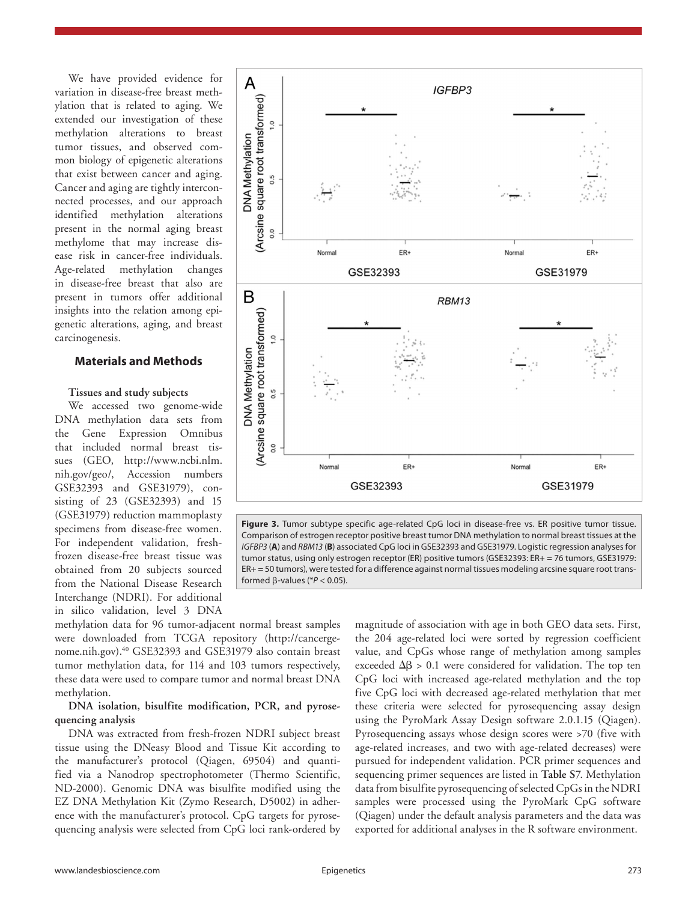We have provided evidence for variation in disease-free breast methylation that is related to aging. We extended our investigation of these methylation alterations to breast tumor tissues, and observed common biology of epigenetic alterations that exist between cancer and aging. Cancer and aging are tightly interconnected processes, and our approach identified methylation alterations present in the normal aging breast methylome that may increase disease risk in cancer-free individuals. Age-related methylation changes in disease-free breast that also are present in tumors offer additional insights into the relation among epigenetic alterations, aging, and breast carcinogenesis.

## Materials and Methods

### Tissues and study subjects

We accessed two genome-wide DNA methylation data sets from the Gene Expression Omnibus that included normal breast tissues (GEO, http://www.ncbi.nlm.nih.gov/geo/, Accession numbers GSE32393 and GSE31979), consisting of 23 (GSE32393) and 15 (GSE31979) reduction mammoplasty specimens from disease-free women. For independent validation, fresh-frozen disease-free breast tissue was obtained from 20 subjects sourced from the National Disease Research Interchange (NDRI). For additional in silico validation, level 3 DNA methylation data for 96 tumor-adjacent normal breast samples were downloaded from TCGA repository (http://cancergenome.nih.gov).[40] GSE32393 and GSE31979 also contain breast tumor methylation data, for 114 and 103 tumors respectively, these data were used to compare tumor and normal breast DNA methylation.

**Figure 3.** Tumor subtype specific age-related CpG loci in disease-free vs. ER positive tumor tissue. Comparison of estrogen receptor positive breast tumor DNA methylation to normal breast tissues at the *IGFBP3* (**A**) and *RBM13* (**B**) associated CpG loci in GSE32393 and GSE31979. Logistic regression analyses for tumor status, using only estrogen receptor (ER) positive tumors (GSE32393: ER+ = 76 tumors, GSE31979: ER+ = 50 tumors), were tested for a difference against normal tissues modeling arcsine square root transformed β-values (*$P < 0.05$).

### DNA isolation, bisulfite modification, PCR, and pyrosequencing analysis

DNA was extracted from fresh-frozen NDRI subject breast tissue using the DNeasy Blood and Tissue Kit according to the manufacturer's protocol (Qiagen, 69504) and quantified via a Nanodrop spectrophotometer (Thermo Scientific, ND-2000). Genomic DNA was bisulfite modified using the EZ DNA Methylation Kit (Zymo Research, D5002) in adherence with the manufacturer's protocol. CpG targets for pyrosequencing analysis were selected from CpG loci rank-ordered by magnitude of association with age in both GEO data sets. First, the 204 age-related loci were sorted by regression coefficient value, and CpGs whose range of methylation among samples exceeded $\Delta\beta > 0.1$ were considered for validation. The top ten CpG loci with increased age-related methylation and the top five CpG loci with decreased age-related methylation that met these criteria were selected for pyrosequencing assay design using the PyroMark Assay Design software 2.0.1.15 (Qiagen). Pyrosequencing assays whose design scores were >70 (five with age-related increases, and two with age-related decreases) were pursued for independent validation. PCR primer sequences and sequencing primer sequences are listed in **Table S7**. Methylation data from bisulfite pyrosequencing of selected CpGs in the NDRI samples were processed using the PyroMark CpG software (Qiagen) under the default analysis parameters and the data was exported for additional analyses in the R software environment.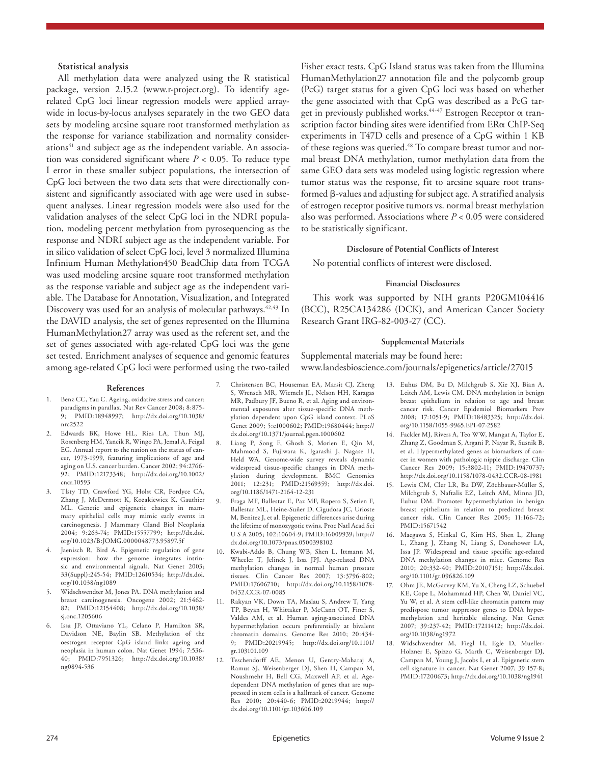### Statistical analysis

All methylation data were analyzed using the R statistical package, version 2.15.2 (www.r-project.org). To identify age-related CpG loci linear regression models were applied array-wide in locus-by-locus analyses separately in the two GEO data sets by modeling arcsine square root transformed methylation as the response for variance stabilization and normality considerations[41] and subject age as the independent variable. An association was considered significant where $P < 0.05$. To reduce type I error in these smaller subject populations, the intersection of CpG loci between the two data sets that were directionally consistent and significantly associated with age were used in subsequent analyses. Linear regression models were also used for the validation analyses of the select CpG loci in the NDRI population, modeling percent methylation from pyrosequencing as the response and NDRI subject age as the independent variable. For in silico validation of select CpG loci, level 3 normalized Illumina Infinium Human Methylation450 BeadChip data from TCGA was used modeling arcsine square root transformed methylation as the response variable and subject age as the independent variable. The Database for Annotation, Visualization, and Integrated Discovery was used for an analysis of molecular pathways.[42,43] In the DAVID analysis, the set of genes represented on the Illumina HumanMethylation27 array was used as the referent set, and the set of genes associated with age-related CpG loci was the gene set tested. Enrichment analyses of sequence and genomic features among age-related CpG loci were performed using the two-tailed Fisher exact tests. CpG Island status was taken from the Illumina HumanMethylation27 annotation file and the polycomb group (PcG) target status for a given CpG loci was based on whether the gene associated with that CpG was described as a PcG target in previously published works.[44-47] Estrogen Receptor α transcription factor binding sites were identified from ERα ChIP-Seq experiments in T47D cells and presence of a CpG within 1 KB of these regions was queried.[48] To compare breast tumor and normal breast DNA methylation, tumor methylation data from the same GEO data sets was modeled using logistic regression where tumor status was the response, fit to arcsine square root transformed β-values and adjusting for subject age. A stratified analysis of estrogen receptor positive tumors vs. normal breast methylation also was performed. Associations where $P < 0.05$ were considered to be statistically significant.

#### Disclosure of Potential Conflicts of Interest

No potential conflicts of interest were disclosed.

#### Financial Disclosures

This work was supported by NIH grants P20GM104416 (BCC), R25CA134286 (DCK), and American Cancer Society Research Grant IRG-82-003-27 (CC).

#### Supplemental Materials

Supplemental materials may be found here:
www.landesbioscience.com/journals/epigenetics/article/27015

#### References

1. Benz CC, Yau C. Ageing, oxidative stress and cancer: paradigms in parallax. Nat Rev Cancer 2008; 8:875-9; PMID:18948997; http://dx.doi.org/10.1038/nrc2522
2. Edwards BK, Howe HL, Ries LA, Thun MJ, Rosenberg HM, Yancik R, Wingo PA, Jemal A, Feigal EG. Annual report to the nation on the status of cancer, 1973-1999, featuring implications of age and aging on U.S. cancer burden. Cancer 2002; 94:2766-92; PMID:12173348; http://dx.doi.org/10.1002/cncr.10593
3. Tlsty TD, Crawford YG, Holst CR, Fordyce CA, Zhang J, McDermott K, Kozakiewicz K, Gauthier ML. Genetic and epigenetic changes in mammary epithelial cells may mimic early events in carcinogenesis. J Mammary Gland Biol Neoplasia 2004; 9:263-74; PMID:15557799; http://dx.doi.org/10.1023/B:JOMG.0000048773.95897.5f
4. Jaenisch R, Bird A. Epigenetic regulation of gene expression: how the genome integrates intrinsic and environmental signals. Nat Genet 2003; 33(Suppl):245-54; PMID:12610534; http://dx.doi.org/10.1038/ng1089
5. Widschwendter M, Jones PA. DNA methylation and breast carcinogenesis. Oncogene 2002; 21:5462-82; PMID:12154408; http://dx.doi.org/10.1038/sj.onc.1205606
6. Issa JP, Ottaviano YL, Celano P, Hamilton SR, Davidson NE, Baylin SB. Methylation of the oestrogen receptor CpG island links ageing and neoplasia in human colon. Nat Genet 1994; 7:536-40; PMID:7951326; http://dx.doi.org/10.1038/ng0894-536
7. Christensen BC, Houseman EA, Marsit CJ, Zheng S, Wrensch MR, Wiemels JL, Nelson HH, Karagas MR, Padbury JF, Bueno R, et al. Aging and environmental exposures alter tissue-specific DNA methylation dependent upon CpG island context. PLoS Genet 2009; 5:e1000602; PMID:19680444; http://dx.doi.org/10.1371/journal.pgen.1000602
8. Liang P, Song F, Ghosh S, Morien E, Qin M, Mahmood S, Fujiwara K, Igarashi J, Nagase H, Held WA. Genome-wide survey reveals dynamic widespread tissue-specific changes in DNA methylation during development. BMC Genomics 2011; 12:231; PMID:21569359; http://dx.doi.org/10.1186/1471-2164-12-231
9. Fraga MF, Ballestar E, Paz MF, Ropero S, Setien F, Ballestar ML, Heine-Suñer D, Cigudosa JC, Urioste M, Benitez J, et al. Epigenetic differences arise during the lifetime of monozygotic twins. Proc Natl Acad Sci U S A 2005; 102:10604-9; PMID:16009939; http://dx.doi.org/10.1073/pnas.0500398102
10. Kwabi-Addo B, Chung WB, Shen L, Ittmann M, Wheeler T, Jelinek J, Issa JPJ. Age-related DNA methylation changes in normal human prostate tissues. Clin Cancer Res 2007; 13:3796-802; PMID:17606710; http://dx.doi.org/10.1158/1078-0432.CCR-07-0085
11. Rakyan VK, Down TA, Maslau S, Andrew T, Yang TP, Beyan H, Whittaker P, McCann OT, Finer S, Valdes AM, et al. Human aging-associated DNA hypermethylation occurs preferentially at bivalent chromatin domains. Genome Res 2010; 20:434-9; PMID:20219945; http://dx.doi.org/10.1101/gr.103101.109
12. Teschendorff AE, Menon U, Gentry-Maharaj A, Ramus SJ, Weisenberger DJ, Shen H, Campan M, Noushmehr H, Bell CG, Maxwell AP, et al. Age-dependent DNA methylation of genes that are suppressed in stem cells is a hallmark of cancer. Genome Res 2010; 20:440-6; PMID:20219944; http://dx.doi.org/10.1101/gr.103606.109
13. Euhus DM, Bu D, Milchgrub S, Xie XJ, Bian A, Leitch AM, Lewis CM. DNA methylation in benign breast epithelium in relation to age and breast cancer risk. Cancer Epidemiol Biomarkers Prev 2008; 17:1051-9; PMID:18483325; http://dx.doi.org/10.1158/1055-9965.EPI-07-2582
14. Fackler MJ, Rivers A, Teo WW, Mangat A, Taylor E, Zhang Z, Goodman S, Argani P, Nayar R, Susnik B, et al. Hypermethylated genes as biomarkers of cancer in women with pathologic nipple discharge. Clin Cancer Res 2009; 15:3802-11; PMID:19470737; http://dx.doi.org/10.1158/1078-0432.CCR-08-1981
15. Lewis CM, Cler LR, Bu DW, Zöchbauer-Müller S, Milchgrub S, Naftalis EZ, Leitch AM, Minna JD, Euhus DM. Promoter hypermethylation in benign breast epithelium in relation to predicted breast cancer risk. Clin Cancer Res 2005; 11:166-72; PMID:15671542
16. Maegawa S, Hinkal G, Kim HS, Shen L, Zhang L, Zhang J, Zhang N, Liang S, Donehower LA, Issa JP. Widespread and tissue specific age-related DNA methylation changes in mice. Genome Res 2010; 20:332-40; PMID:20107151; http://dx.doi.org/10.1101/gr.096826.109
17. Ohm JE, McGarvey KM, Yu X, Cheng LZ, Schuebel KE, Cope L, Mohammad HP, Chen W, Daniel VC, Yu W, et al. A stem cell-like chromatin pattern may predispose tumor suppressor genes to DNA hypermethylation and heritable silencing. Nat Genet 2007; 39:237-42; PMID:17211412; http://dx.doi.org/10.1038/ng1972
18. Widschwendter M, Fiegl H, Egle D, Mueller-Holzner E, Spizzo G, Marth C, Weisenberger DJ, Campan M, Young J, Jacobs I, et al. Epigenetic stem cell signature in cancer. Nat Genet 2007; 39:157-8; PMID:17200673; http://dx.doi.org/10.1038/ng1941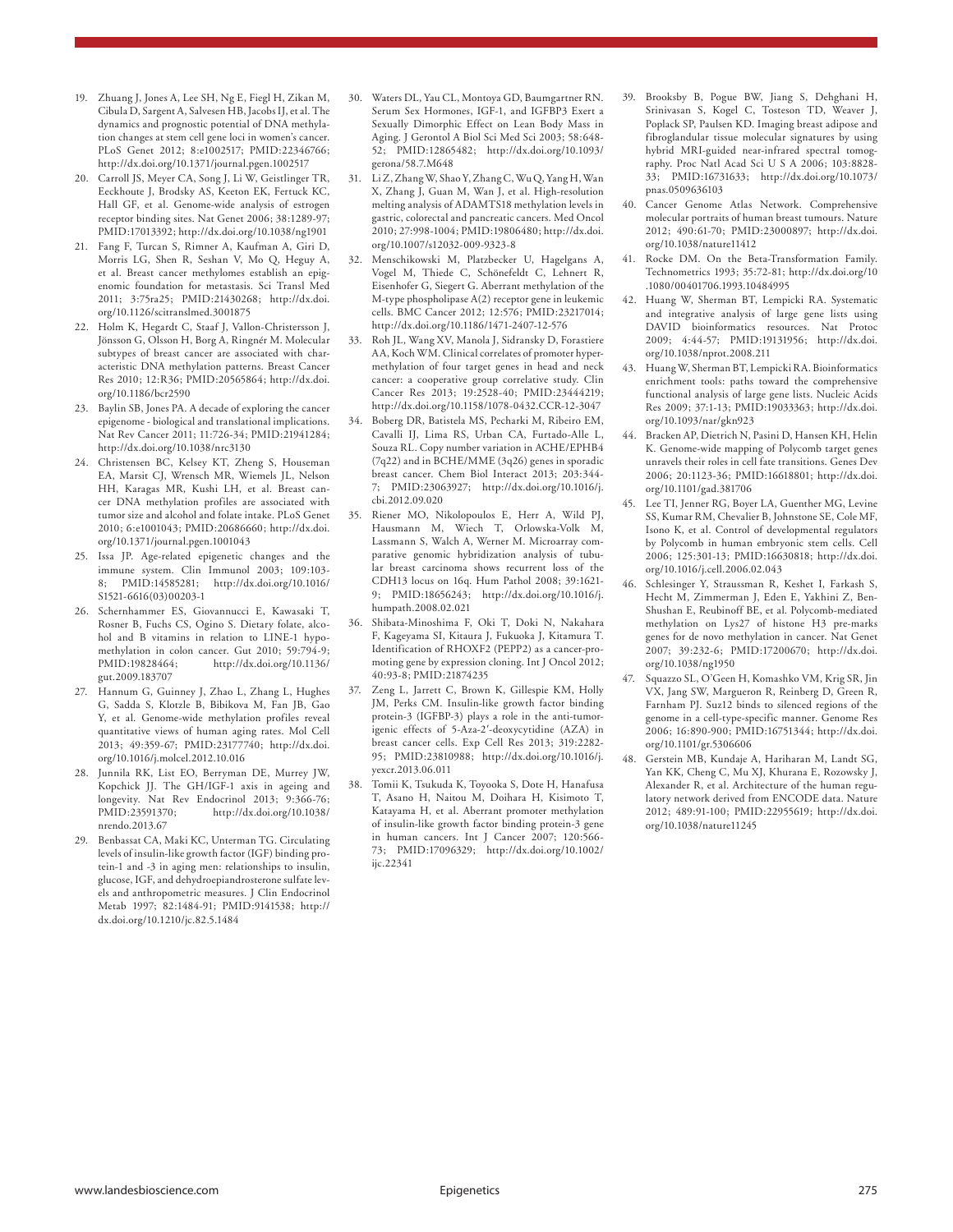19. Zhuang J, Jones A, Lee SH, Ng E, Fiegl H, Zikan M, Cibula D, Sargent A, Salvesen HB, Jacobs IJ, et al. The dynamics and prognostic potential of DNA methylation changes at stem cell gene loci in women's cancer. PLoS Genet 2012; 8:e1002517; PMID:22346766; http://dx.doi.org/10.1371/journal.pgen.1002517
20. Carroll JS, Meyer CA, Song J, Li W, Geistlinger TR, Eeckhoute J, Brodsky AS, Keeton EK, Fertuck KC, Hall GF, et al. Genome-wide analysis of estrogen receptor binding sites. Nat Genet 2006; 38:1289-97; PMID:17013392; http://dx.doi.org/10.1038/ng1901
21. Fang F, Turcan S, Rimner A, Kaufman A, Giri D, Morris LG, Shen R, Seshan V, Mo Q, Heguy A, et al. Breast cancer methylomes establish an epigenomic foundation for metastasis. Sci Transl Med 2011; 3:75ra25; PMID:21430268; http://dx.doi.org/10.1126/scitranslmed.3001875
22. Holm K, Hegardt C, Staaf J, Vallon-Christersson J, Jönsson G, Olsson H, Borg A, Ringnér M. Molecular subtypes of breast cancer are associated with characteristic DNA methylation patterns. Breast Cancer Res 2010; 12:R36; PMID:20565864; http://dx.doi.org/10.1186/bcr2590
23. Baylin SB, Jones PA. A decade of exploring the cancer epigenome - biological and translational implications. Nat Rev Cancer 2011; 11:726-34; PMID:21941284; http://dx.doi.org/10.1038/nrc3130
24. Christensen BC, Kelsey KT, Zheng S, Houseman EA, Marsit CJ, Wrensch MR, Wiemels JL, Nelson HH, Karagas MR, Kushi LH, et al. Breast cancer DNA methylation profiles are associated with tumor size and alcohol and folate intake. PLoS Genet 2010; 6:e1001043; PMID:20686660; http://dx.doi.org/10.1371/journal.pgen.1001043
25. Issa JP. Age-related epigenetic changes and the immune system. Clin Immunol 2003; 109:103-8; PMID:14585281; http://dx.doi.org/10.1016/S1521-6616(03)00203-1
26. Schernhammer ES, Giovannucci E, Kawasaki T, Rosner B, Fuchs CS, Ogino S. Dietary folate, alcohol and B vitamins in relation to LINE-1 hypomethylation in colon cancer. Gut 2010; 59:794-9; PMID:19828464; http://dx.doi.org/10.1136/gut.2009.183707
27. Hannum G, Guinney J, Zhao L, Zhang L, Hughes G, Sadda S, Klotzle B, Bibikova M, Fan JB, Gao Y, et al. Genome-wide methylation profiles reveal quantitative views of human aging rates. Mol Cell 2013; 49:359-67; PMID:23177740; http://dx.doi.org/10.1016/j.molcel.2012.10.016
28. Junnila RK, List EO, Berryman DE, Murrey JW, Kopchick JJ. The GH/IGF-1 axis in ageing and longevity. Nat Rev Endocrinol 2013; 9:366-76; PMID:23591370; http://dx.doi.org/10.1038/nrendo.2013.67
29. Benbassat CA, Maki KC, Unterman TG. Circulating levels of insulin-like growth factor (IGF) binding protein-1 and -3 in aging men: relationships to insulin, glucose, IGF, and dehydroepiandrosterone sulfate levels and anthropometric measures. J Clin Endocrinol Metab 1997; 82:1484-91; PMID:9141538; http://dx.doi.org/10.1210/jc.82.5.1484
30. Waters DL, Yau CL, Montoya GD, Baumgartner RN. Serum Sex Hormones, IGF-1, and IGFBP3 Exert a Sexually Dimorphic Effect on Lean Body Mass in Aging. J Gerontol A Biol Sci Med Sci 2003; 58:648-52; PMID:12865482; http://dx.doi.org/10.1093/gerona/58.7.M648
31. Li Z, Zhang W, Shao Y, Zhang C, Wu Q, Yang H, Wan X, Zhang J, Guan M, Wan J, et al. High-resolution melting analysis of ADAMTS18 methylation levels in gastric, colorectal and pancreatic cancers. Med Oncol 2010; 27:998-1004; PMID:19806480; http://dx.doi.org/10.1007/s12032-009-9323-8
32. Menschikowski M, Platzbecker U, Hagelgans A, Vogel M, Thiede C, Schönefeldt C, Lehnert R, Eisenhofer G, Siegert G. Aberrant methylation of the M-type phospholipase A(2) receptor gene in leukemic cells. BMC Cancer 2012; 12:576; PMID:23217014; http://dx.doi.org/10.1186/1471-2407-12-576
33. Roh JL, Wang XV, Manola J, Sidransky D, Forastiere AA, Koch WM. Clinical correlates of promoter hypermethylation of four target genes in head and neck cancer: a cooperative group correlative study. Clin Cancer Res 2013; 19:2528-40; PMID:23444219; http://dx.doi.org/10.1158/1078-0432.CCR-12-3047
34. Boberg DR, Batistela MS, Pecharki M, Ribeiro EM, Cavalli IJ, Lima RS, Urban CA, Furtado-Alle L, Souza RL. Copy number variation in ACHE/EPHB4 (7q22) and in BCHE/MME (3q26) genes in sporadic breast cancer. Chem Biol Interact 2013; 203:344-7; PMID:23063927; http://dx.doi.org/10.1016/j.cbi.2012.09.020
35. Riener MO, Nikolopoulos E, Herr A, Wild PJ, Hausmann M, Wiech T, Orlowska-Volk M, Lassmann S, Walch A, Werner M. Microarray comparative genomic hybridization analysis of tubular breast carcinoma shows recurrent loss of the CDH13 locus on 16q. Hum Pathol 2008; 39:1621-9; PMID:18656243; http://dx.doi.org/10.1016/j.humpath.2008.02.021
36. Shibata-Minoshima F, Oki T, Doki N, Nakahara F, Kageyama SI, Kitaura J, Fukuoka J, Kitamura T. Identification of RHOXF2 (PEPP2) as a cancer-promoting gene by expression cloning. Int J Oncol 2012; 40:93-8; PMID:21874235
37. Zeng L, Jarrett C, Brown K, Gillespie KM, Holly JM, Perks CM. Insulin-like growth factor binding protein-3 (IGFBP-3) plays a role in the anti-tumorigenic effects of 5-Aza-2′-deoxycytidine (AZA) in breast cancer cells. Exp Cell Res 2013; 319:2282-95; PMID:23810988; http://dx.doi.org/10.1016/j.yexcr.2013.06.011
38. Tomii K, Tsukuda K, Toyooka S, Dote H, Hanafusa T, Asano H, Naitou M, Doihara H, Kisimoto T, Katayama H, et al. Aberrant promoter methylation of insulin-like growth factor binding protein-3 gene in human cancers. Int J Cancer 2007; 120:566-73; PMID:17096329; http://dx.doi.org/10.1002/ijc.22341
39. Brooksby B, Pogue BW, Jiang S, Dehghani H, Srinivasan S, Kogel C, Tosteson TD, Weaver J, Poplack SP, Paulsen KD. Imaging breast adipose and fibroglandular tissue molecular signatures by using hybrid MRI-guided near-infrared spectral tomography. Proc Natl Acad Sci U S A 2006; 103:8828-33; PMID:16731633; http://dx.doi.org/10.1073/pnas.0509636103
40. Cancer Genome Atlas Network. Comprehensive molecular portraits of human breast tumours. Nature 2012; 490:61-70; PMID:23000897; http://dx.doi.org/10.1038/nature11412
41. Rocke DM. On the Beta-Transformation Family. Technometrics 1993; 35:72-81; http://dx.doi.org/10.1080/00401706.1993.10484995
42. Huang W, Sherman BT, Lempicki RA. Systematic and integrative analysis of large gene lists using DAVID bioinformatics resources. Nat Protoc 2009; 4:44-57; PMID:19131956; http://dx.doi.org/10.1038/nprot.2008.211
43. Huang W, Sherman BT, Lempicki RA. Bioinformatics enrichment tools: paths toward the comprehensive functional analysis of large gene lists. Nucleic Acids Res 2009; 37:1-13; PMID:19033363; http://dx.doi.org/10.1093/nar/gkn923
44. Bracken AP, Dietrich N, Pasini D, Hansen KH, Helin K. Genome-wide mapping of Polycomb target genes unravels their roles in cell fate transitions. Genes Dev 2006; 20:1123-36; PMID:16618801; http://dx.doi.org/10.1101/gad.381706
45. Lee TI, Jenner RG, Boyer LA, Guenther MG, Levine SS, Kumar RM, Chevalier B, Johnstone SE, Cole MF, Isono K, et al. Control of developmental regulators by Polycomb in human embryonic stem cells. Cell 2006; 125:301-13; PMID:16630818; http://dx.doi.org/10.1016/j.cell.2006.02.043
46. Schlesinger Y, Straussman R, Keshet I, Farkash S, Hecht M, Zimmerman J, Eden E, Yakhini Z, Ben-Shushan E, Reubinoff BE, et al. Polycomb-mediated methylation on Lys27 of histone H3 pre-marks genes for de novo methylation in cancer. Nat Genet 2007; 39:232-6; PMID:17200670; http://dx.doi.org/10.1038/ng1950
47. Squazzo SL, O'Geen H, Komashko VM, Krig SR, Jin VX, Jang SW, Margueron R, Reinberg D, Green R, Farnham PJ. Suz12 binds to silenced regions of the genome in a cell-type-specific manner. Genome Res 2006; 16:890-900; PMID:16751344; http://dx.doi.org/10.1101/gr.5306606
48. Gerstein MB, Kundaje A, Hariharan M, Landt SG, Yan KK, Cheng C, Mu XJ, Khurana E, Rozowsky J, Alexander R, et al. Architecture of the human regulatory network derived from ENCODE data. Nature 2012; 489:91-100; PMID:22955619; http://dx.doi.org/10.1038/nature11245